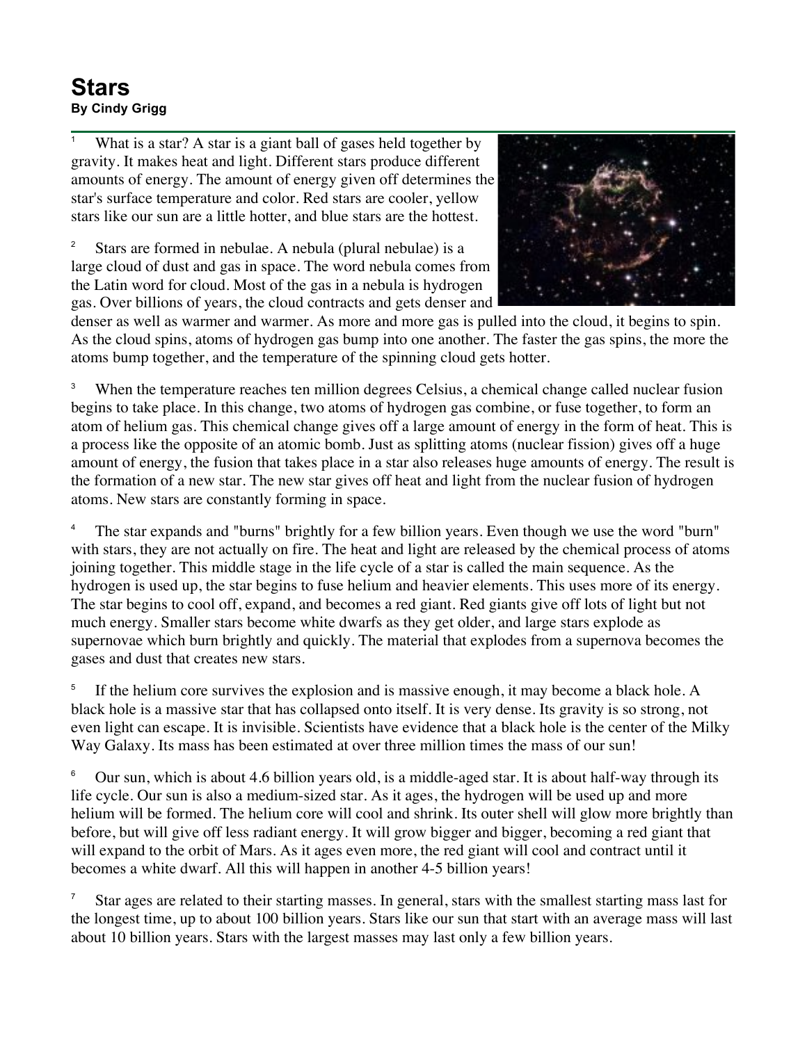# Stars

**By Cindy Grigg**

[1] What is a star? A star is a giant ball of gases held together by gravity. It makes heat and light. Different stars produce different amounts of energy. The amount of energy given off determines the star's surface temperature and color. Red stars are cooler, yellow stars like our sun are a little hotter, and blue stars are the hottest.

[2] Stars are formed in nebulae. A nebula (plural nebulae) is a large cloud of dust and gas in space. The word nebula comes from the Latin word for cloud. Most of the gas in a nebula is hydrogen gas. Over billions of years, the cloud contracts and gets denser and denser as well as warmer and warmer. As more and more gas is pulled into the cloud, it begins to spin. As the cloud spins, atoms of hydrogen gas bump into one another. The faster the gas spins, the more the atoms bump together, and the temperature of the spinning cloud gets hotter.

[3] When the temperature reaches ten million degrees Celsius, a chemical change called nuclear fusion begins to take place. In this change, two atoms of hydrogen gas combine, or fuse together, to form an atom of helium gas. This chemical change gives off a large amount of energy in the form of heat. This is a process like the opposite of an atomic bomb. Just as splitting atoms (nuclear fission) gives off a huge amount of energy, the fusion that takes place in a star also releases huge amounts of energy. The result is the formation of a new star. The new star gives off heat and light from the nuclear fusion of hydrogen atoms. New stars are constantly forming in space.

[4] The star expands and "burns" brightly for a few billion years. Even though we use the word "burn" with stars, they are not actually on fire. The heat and light are released by the chemical process of atoms joining together. This middle stage in the life cycle of a star is called the main sequence. As the hydrogen is used up, the star begins to fuse helium and heavier elements. This uses more of its energy. The star begins to cool off, expand, and becomes a red giant. Red giants give off lots of light but not much energy. Smaller stars become white dwarfs as they get older, and large stars explode as supernovae which burn brightly and quickly. The material that explodes from a supernova becomes the gases and dust that creates new stars.

[5] If the helium core survives the explosion and is massive enough, it may become a black hole. A black hole is a massive star that has collapsed onto itself. It is very dense. Its gravity is so strong, not even light can escape. It is invisible. Scientists have evidence that a black hole is the center of the Milky Way Galaxy. Its mass has been estimated at over three million times the mass of our sun!

[6] Our sun, which is about 4.6 billion years old, is a middle-aged star. It is about half-way through its life cycle. Our sun is also a medium-sized star. As it ages, the hydrogen will be used up and more helium will be formed. The helium core will cool and shrink. Its outer shell will glow more brightly than before, but will give off less radiant energy. It will grow bigger and bigger, becoming a red giant that will expand to the orbit of Mars. As it ages even more, the red giant will cool and contract until it becomes a white dwarf. All this will happen in another 4-5 billion years!

[7] Star ages are related to their starting masses. In general, stars with the smallest starting mass last for the longest time, up to about 100 billion years. Stars like our sun that start with an average mass will last about 10 billion years. Stars with the largest masses may last only a few billion years.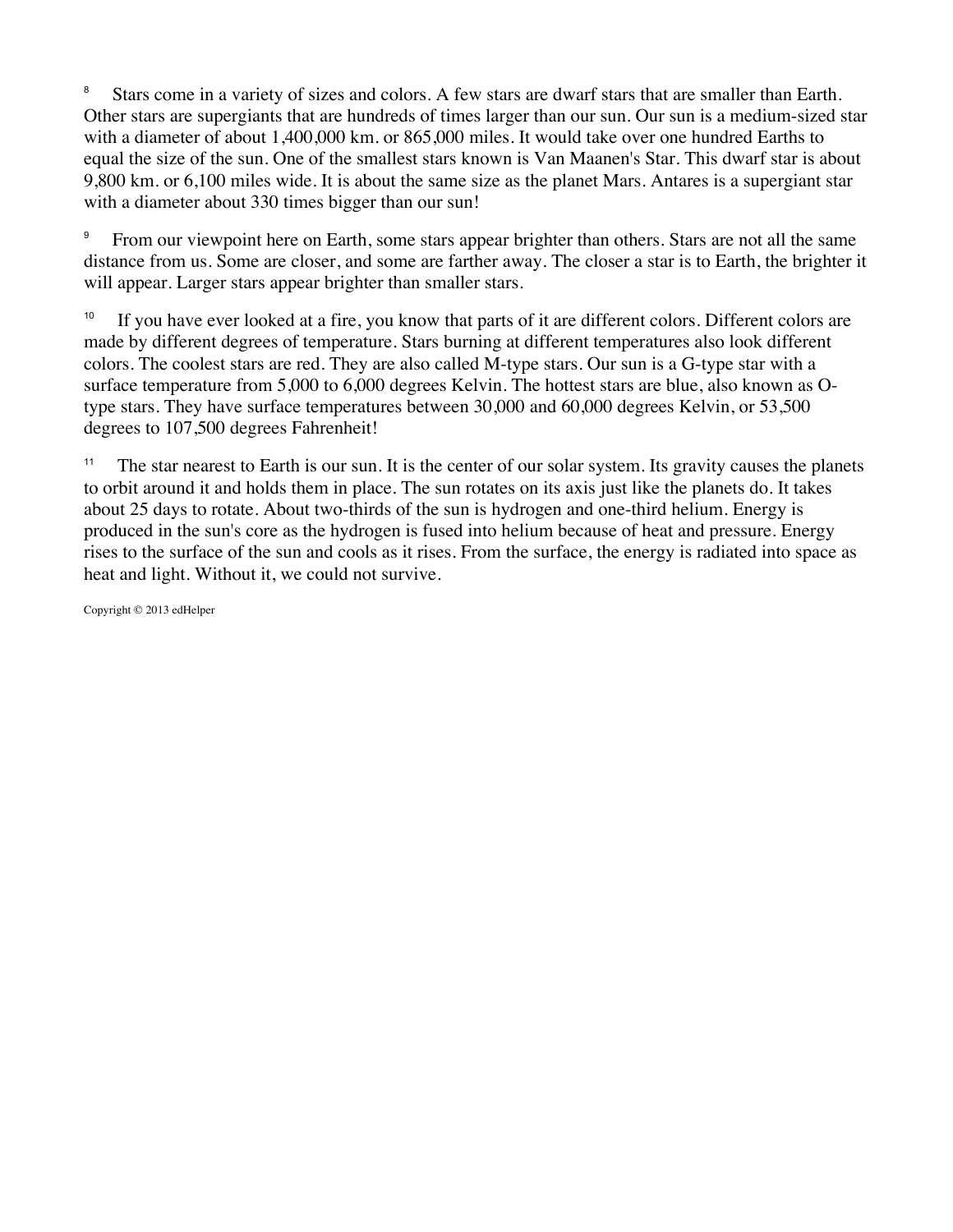[8] Stars come in a variety of sizes and colors. A few stars are dwarf stars that are smaller than Earth. Other stars are supergiants that are hundreds of times larger than our sun. Our sun is a medium-sized star with a diameter of about 1,400,000 km. or 865,000 miles. It would take over one hundred Earths to equal the size of the sun. One of the smallest stars known is Van Maanen's Star. This dwarf star is about 9,800 km. or 6,100 miles wide. It is about the same size as the planet Mars. Antares is a supergiant star with a diameter about 330 times bigger than our sun!

[9] From our viewpoint here on Earth, some stars appear brighter than others. Stars are not all the same distance from us. Some are closer, and some are farther away. The closer a star is to Earth, the brighter it will appear. Larger stars appear brighter than smaller stars.

[10] If you have ever looked at a fire, you know that parts of it are different colors. Different colors are made by different degrees of temperature. Stars burning at different temperatures also look different colors. The coolest stars are red. They are also called M-type stars. Our sun is a G-type star with a surface temperature from 5,000 to 6,000 degrees Kelvin. The hottest stars are blue, also known as O-type stars. They have surface temperatures between 30,000 and 60,000 degrees Kelvin, or 53,500 degrees to 107,500 degrees Fahrenheit!

[11] The star nearest to Earth is our sun. It is the center of our solar system. Its gravity causes the planets to orbit around it and holds them in place. The sun rotates on its axis just like the planets do. It takes about 25 days to rotate. About two-thirds of the sun is hydrogen and one-third helium. Energy is produced in the sun's core as the hydrogen is fused into helium because of heat and pressure. Energy rises to the surface of the sun and cools as it rises. From the surface, the energy is radiated into space as heat and light. Without it, we could not survive.

Copyright © 2013 edHelper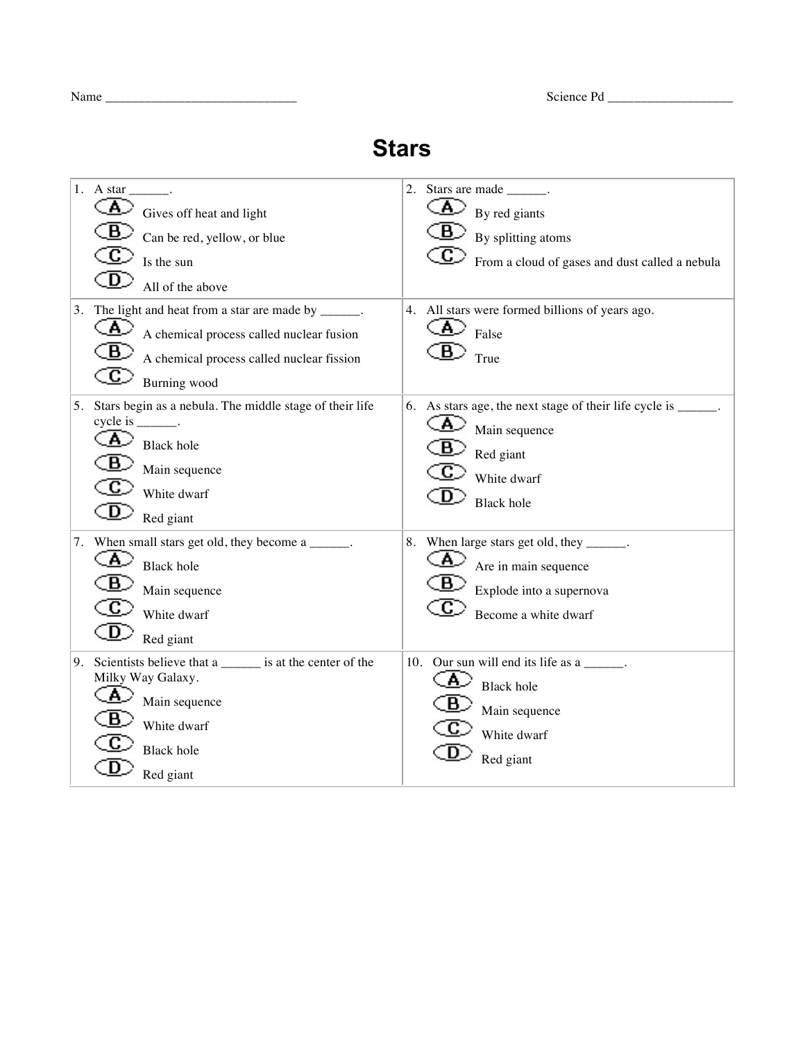Name _____________________________ Science Pd ___________________

# Stars

1. A star ______.
   - A. Gives off heat and light
   - B. Can be red, yellow, or blue
   - C. Is the sun
   - D. All of the above

2. Stars are made ______.
   - A. By red giants
   - B. By splitting atoms
   - C. From a cloud of gases and dust called a nebula

3. The light and heat from a star are made by ______.
   - A. A chemical process called nuclear fusion
   - B. A chemical process called nuclear fission
   - C. Burning wood

4. All stars were formed billions of years ago.
   - A. False
   - B. True

5. Stars begin as a nebula. The middle stage of their life cycle is ______.
   - A. Black hole
   - B. Main sequence
   - C. White dwarf
   - D. Red giant

6. As stars age, the next stage of their life cycle is ______.
   - A. Main sequence
   - B. Red giant
   - C. White dwarf
   - D. Black hole

7. When small stars get old, they become a ______.
   - A. Black hole
   - B. Main sequence
   - C. White dwarf
   - D. Red giant

8. When large stars get old, they ______.
   - A. Are in main sequence
   - B. Explode into a supernova
   - C. Become a white dwarf

9. Scientists believe that a ______ is at the center of the Milky Way Galaxy.
   - A. Main sequence
   - B. White dwarf
   - C. Black hole
   - D. Red giant

10. Our sun will end its life as a ______.
    - A. Black hole
    - B. Main sequence
    - C. White dwarf
    - D. Red giant